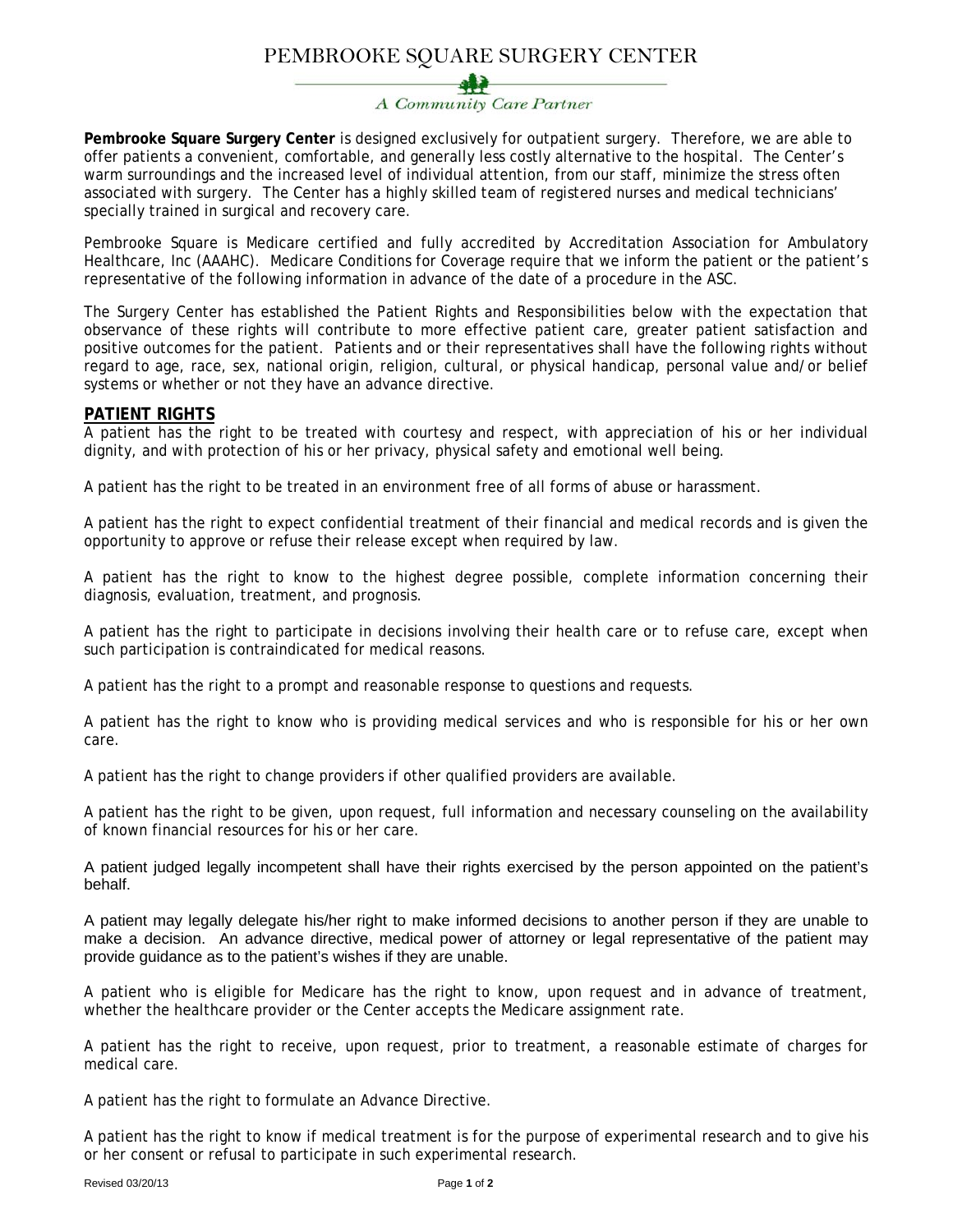# PEMBROOKE SQUARE SURGERY CENTER

*A Community Care Partner*

**Pembrooke Square Surgery Center** is designed exclusively for outpatient surgery. Therefore, we are able to offer patients a convenient, comfortable, and generally less costly alternative to the hospital. The Center's warm surroundings and the increased level of individual attention, from our staff, minimize the stress often associated with surgery. The Center has a highly skilled team of registered nurses and medical technicians' specially trained in surgical and recovery care.

Pembrooke Square is Medicare certified and fully accredited by Accreditation Association for Ambulatory Healthcare, Inc (AAAHC). Medicare Conditions for Coverage require that we inform the patient or the patient's representative of the following information in advance of the date of a procedure in the ASC.

The Surgery Center has established the Patient Rights and Responsibilities below with the expectation that observance of these rights will contribute to more effective patient care, greater patient satisfaction and positive outcomes for the patient. Patients and or their representatives shall have the following rights without regard to age, race, sex, national origin, religion, cultural, or physical handicap, personal value and/or belief systems or whether or not they have an advance directive.

## PATIENT RIGHTS

A patient has the right to be treated with courtesy and respect, with appreciation of his or her individual dignity, and with protection of his or her privacy, physical safety and emotional well being.

A patient has the right to be treated in an environment free of all forms of abuse or harassment.

A patient has the right to expect confidential treatment of their financial and medical records and is given the opportunity to approve or refuse their release except when required by law.

A patient has the right to know to the highest degree possible, complete information concerning their diagnosis, evaluation, treatment, and prognosis.

A patient has the right to participate in decisions involving their health care or to refuse care, except when such participation is contraindicated for medical reasons.

A patient has the right to a prompt and reasonable response to questions and requests.

A patient has the right to know who is providing medical services and who is responsible for his or her own care.

A patient has the right to change providers if other qualified providers are available.

A patient has the right to be given, upon request, full information and necessary counseling on the availability of known financial resources for his or her care.

A patient judged legally incompetent shall have their rights exercised by the person appointed on the patient's behalf.

A patient may legally delegate his/her right to make informed decisions to another person if they are unable to make a decision. An advance directive, medical power of attorney or legal representative of the patient may provide guidance as to the patient's wishes if they are unable.

A patient who is eligible for Medicare has the right to know, upon request and in advance of treatment, whether the healthcare provider or the Center accepts the Medicare assignment rate.

A patient has the right to receive, upon request, prior to treatment, a reasonable estimate of charges for medical care.

A patient has the right to formulate an Advance Directive.

A patient has the right to know if medical treatment is for the purpose of experimental research and to give his or her consent or refusal to participate in such experimental research.

Revised 03/20/13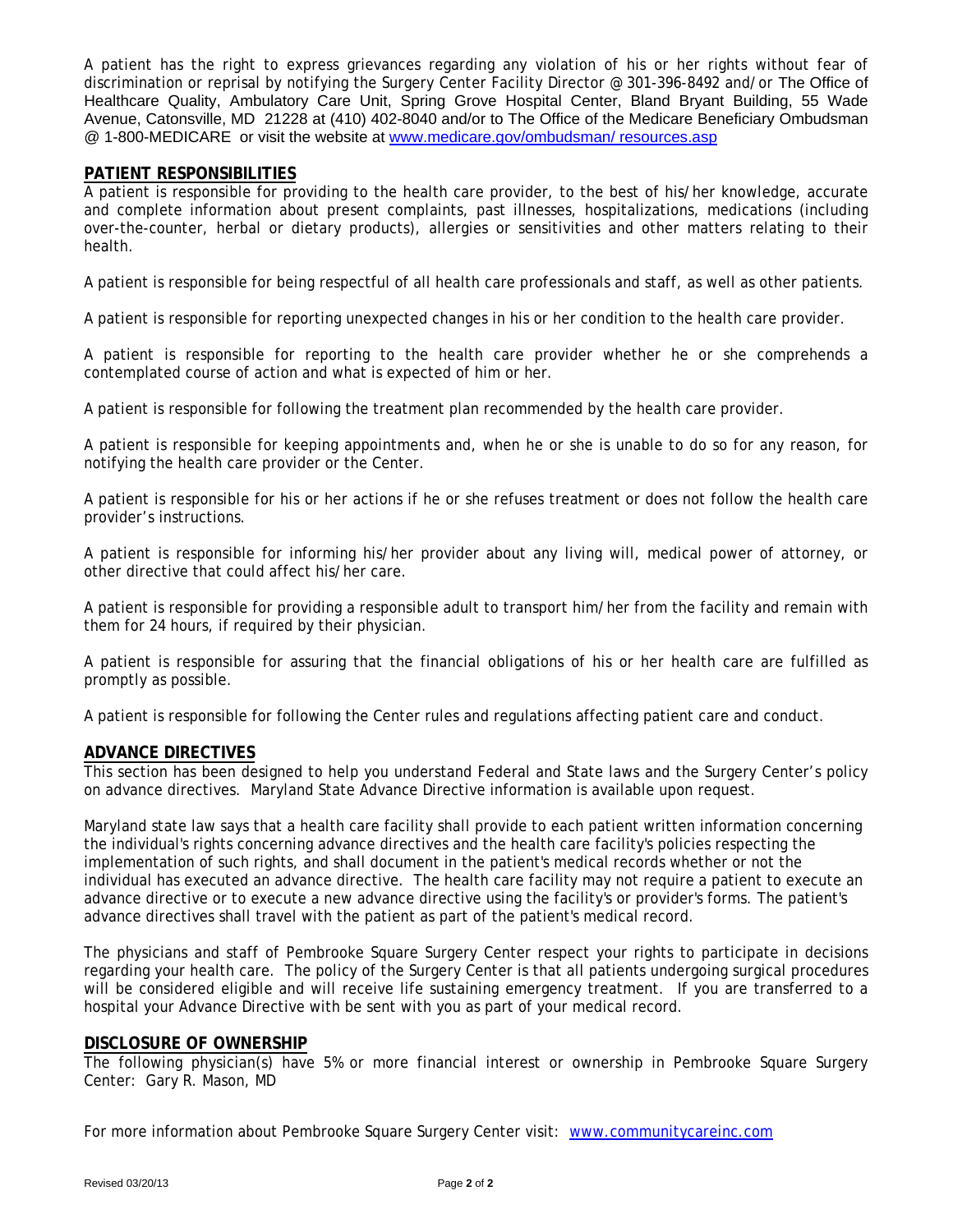A patient has the right to express grievances regarding any violation of his or her rights without fear of discrimination or reprisal by notifying the Surgery Center Facility Director @ 301-396-8492 and/or The Office of Healthcare Quality, Ambulatory Care Unit, Spring Grove Hospital Center, Bland Bryant Building, 55 Wade Avenue, Catonsville, MD 21228 at (410) 402-8040 and/or to The Office of the Medicare Beneficiary Ombudsman @ 1-800-MEDICARE or visit the website at [www.medicare.gov/ombudsman/ resources.asp](www.medicare.gov/ombudsman/resources.asp)

## PATIENT RESPONSIBILITIES

A patient is responsible for providing to the health care provider, to the best of his/her knowledge, accurate and complete information about present complaints, past illnesses, hospitalizations, medications (including over-the-counter, herbal or dietary products), allergies or sensitivities and other matters relating to their health.

A patient is responsible for being respectful of all health care professionals and staff, as well as other patients.

A patient is responsible for reporting unexpected changes in his or her condition to the health care provider.

A patient is responsible for reporting to the health care provider whether he or she comprehends a contemplated course of action and what is expected of him or her.

A patient is responsible for following the treatment plan recommended by the health care provider.

A patient is responsible for keeping appointments and, when he or she is unable to do so for any reason, for notifying the health care provider or the Center.

A patient is responsible for his or her actions if he or she refuses treatment or does not follow the health care provider's instructions.

A patient is responsible for informing his/her provider about any living will, medical power of attorney, or other directive that could affect his/her care.

A patient is responsible for providing a responsible adult to transport him/her from the facility and remain with them for 24 hours, if required by their physician.

A patient is responsible for assuring that the financial obligations of his or her health care are fulfilled as promptly as possible.

A patient is responsible for following the Center rules and regulations affecting patient care and conduct.

## ADVANCE DIRECTIVES

This section has been designed to help you understand Federal and State laws and the Surgery Center's policy on advance directives. Maryland State Advance Directive information is available upon request.

Maryland state law says that a health care facility shall provide to each patient written information concerning the individual's rights concerning advance directives and the health care facility's policies respecting the implementation of such rights, and shall document in the patient's medical records whether or not the individual has executed an advance directive. The health care facility may not require a patient to execute an advance directive or to execute a new advance directive using the facility's or provider's forms. The patient's advance directives shall travel with the patient as part of the patient's medical record.

The physicians and staff of Pembrooke Square Surgery Center respect your rights to participate in decisions regarding your health care. The policy of the Surgery Center is that all patients undergoing surgical procedures will be considered eligible and will receive life sustaining emergency treatment. If you are transferred to a hospital your Advance Directive with be sent with you as part of your medical record.

## DISCLOSURE OF OWNERSHIP

The following physician(s) have 5% or more financial interest or ownership in Pembrooke Square Surgery Center: Gary R. Mason, MD

For more information about Pembrooke Square Surgery Center visit: [www.communitycareinc.com](www.communitycareinc.com)

Revised 03/20/13